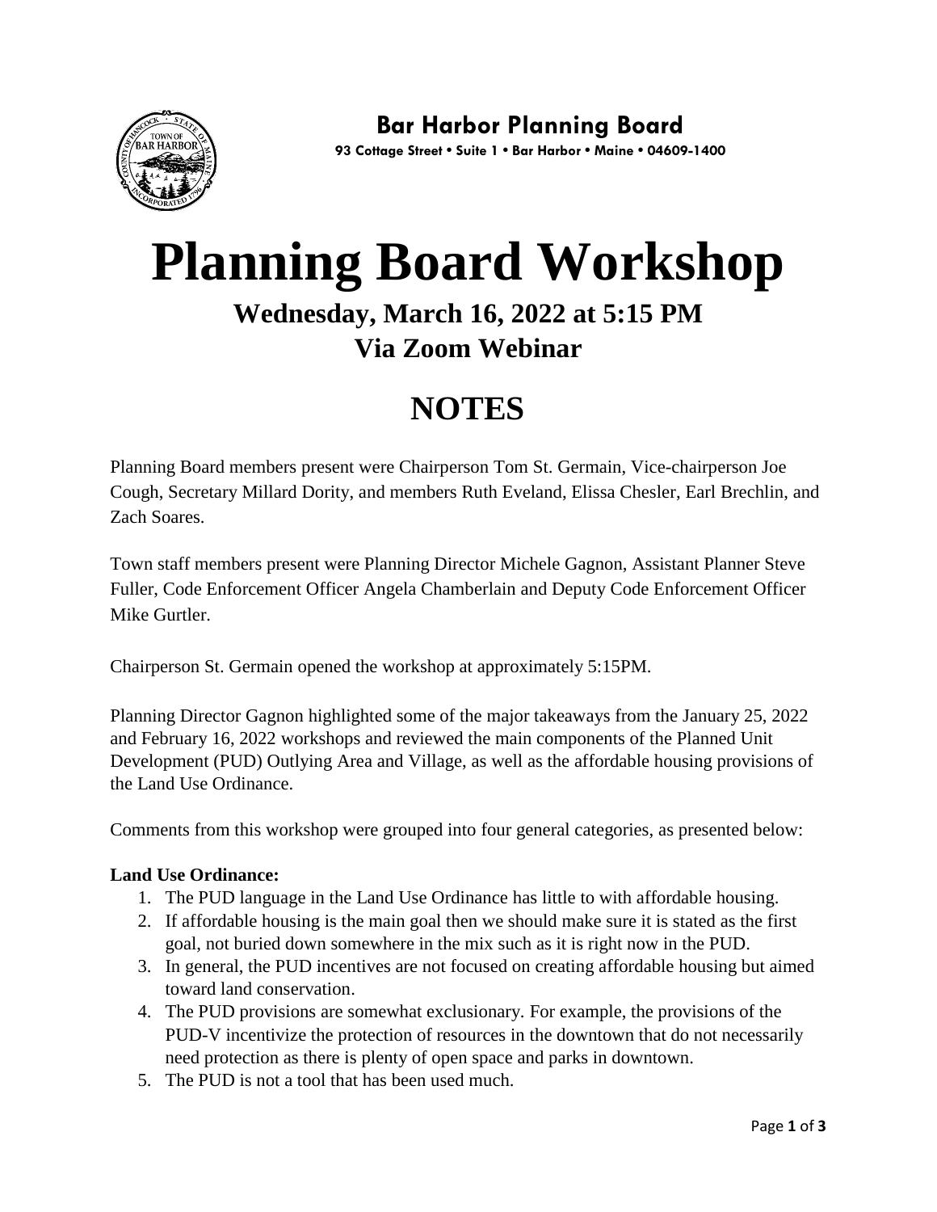**Bar Harbor Planning Board**

93 Cottage Street • Suite 1 • Bar Harbor • Maine • 04609-1400

# Planning Board Workshop

## Wednesday, March 16, 2022 at 5:15 PM
## Via Zoom Webinar

# NOTES

Planning Board members present were Chairperson Tom St. Germain, Vice-chairperson Joe Cough, Secretary Millard Dority, and members Ruth Eveland, Elissa Chesler, Earl Brechlin, and Zach Soares.

Town staff members present were Planning Director Michele Gagnon, Assistant Planner Steve Fuller, Code Enforcement Officer Angela Chamberlain and Deputy Code Enforcement Officer Mike Gurtler.

Chairperson St. Germain opened the workshop at approximately 5:15PM.

Planning Director Gagnon highlighted some of the major takeaways from the January 25, 2022 and February 16, 2022 workshops and reviewed the main components of the Planned Unit Development (PUD) Outlying Area and Village, as well as the affordable housing provisions of the Land Use Ordinance.

Comments from this workshop were grouped into four general categories, as presented below:

**Land Use Ordinance:**

1. The PUD language in the Land Use Ordinance has little to with affordable housing.
2. If affordable housing is the main goal then we should make sure it is stated as the first goal, not buried down somewhere in the mix such as it is right now in the PUD.
3. In general, the PUD incentives are not focused on creating affordable housing but aimed toward land conservation.
4. The PUD provisions are somewhat exclusionary. For example, the provisions of the PUD-V incentivize the protection of resources in the downtown that do not necessarily need protection as there is plenty of open space and parks in downtown.
5. The PUD is not a tool that has been used much.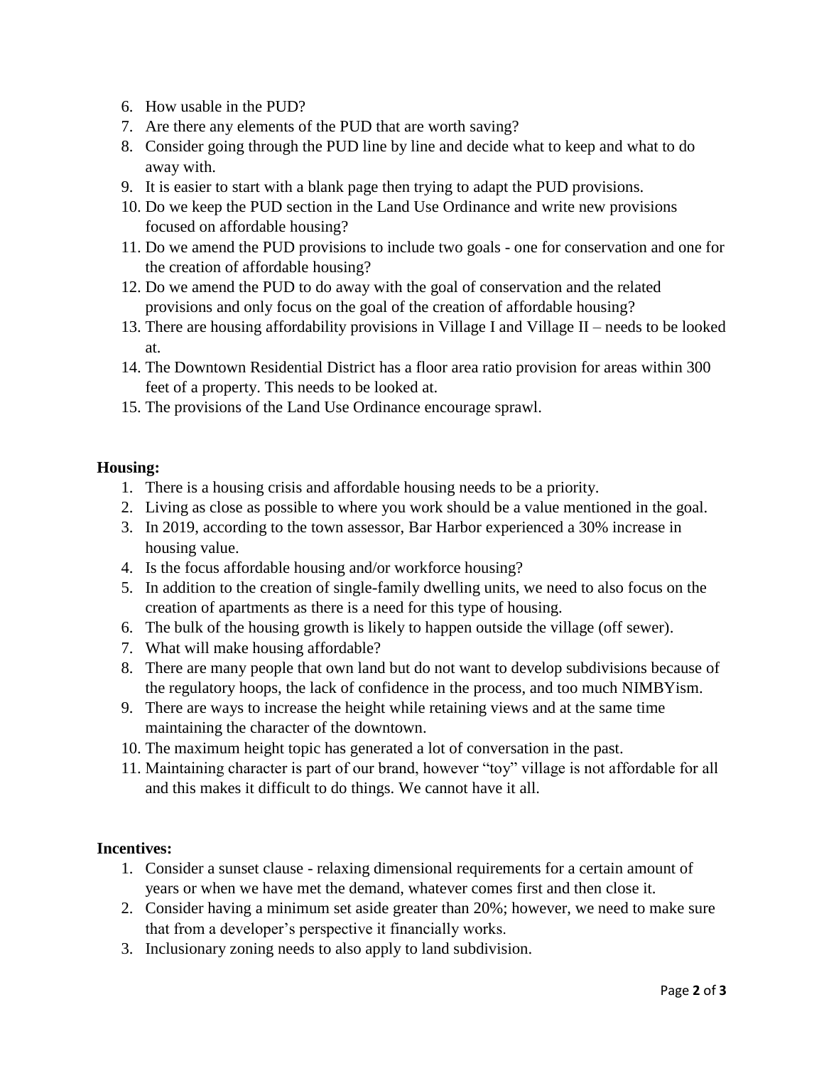6. How usable in the PUD?
7. Are there any elements of the PUD that are worth saving?
8. Consider going through the PUD line by line and decide what to keep and what to do away with.
9. It is easier to start with a blank page then trying to adapt the PUD provisions.
10. Do we keep the PUD section in the Land Use Ordinance and write new provisions focused on affordable housing?
11. Do we amend the PUD provisions to include two goals - one for conservation and one for the creation of affordable housing?
12. Do we amend the PUD to do away with the goal of conservation and the related provisions and only focus on the goal of the creation of affordable housing?
13. There are housing affordability provisions in Village I and Village II – needs to be looked at.
14. The Downtown Residential District has a floor area ratio provision for areas within 300 feet of a property. This needs to be looked at.
15. The provisions of the Land Use Ordinance encourage sprawl.

**Housing:**

1. There is a housing crisis and affordable housing needs to be a priority.
2. Living as close as possible to where you work should be a value mentioned in the goal.
3. In 2019, according to the town assessor, Bar Harbor experienced a 30% increase in housing value.
4. Is the focus affordable housing and/or workforce housing?
5. In addition to the creation of single-family dwelling units, we need to also focus on the creation of apartments as there is a need for this type of housing.
6. The bulk of the housing growth is likely to happen outside the village (off sewer).
7. What will make housing affordable?
8. There are many people that own land but do not want to develop subdivisions because of the regulatory hoops, the lack of confidence in the process, and too much NIMBYism.
9. There are ways to increase the height while retaining views and at the same time maintaining the character of the downtown.
10. The maximum height topic has generated a lot of conversation in the past.
11. Maintaining character is part of our brand, however "toy" village is not affordable for all and this makes it difficult to do things. We cannot have it all.

**Incentives:**

1. Consider a sunset clause - relaxing dimensional requirements for a certain amount of years or when we have met the demand, whatever comes first and then close it.
2. Consider having a minimum set aside greater than 20%; however, we need to make sure that from a developer's perspective it financially works.
3. Inclusionary zoning needs to also apply to land subdivision.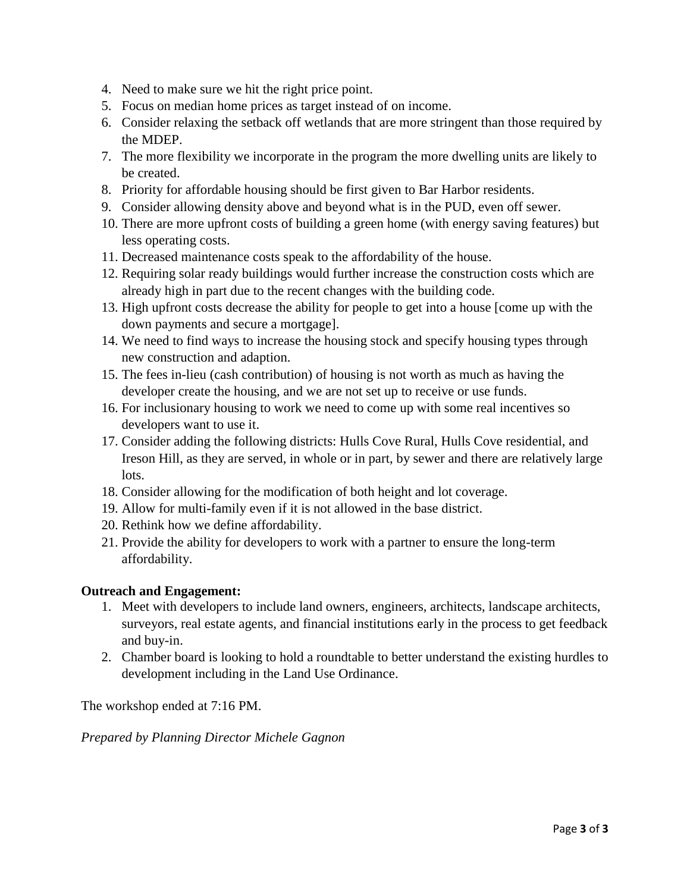4. Need to make sure we hit the right price point.
5. Focus on median home prices as target instead of on income.
6. Consider relaxing the setback off wetlands that are more stringent than those required by the MDEP.
7. The more flexibility we incorporate in the program the more dwelling units are likely to be created.
8. Priority for affordable housing should be first given to Bar Harbor residents.
9. Consider allowing density above and beyond what is in the PUD, even off sewer.
10. There are more upfront costs of building a green home (with energy saving features) but less operating costs.
11. Decreased maintenance costs speak to the affordability of the house.
12. Requiring solar ready buildings would further increase the construction costs which are already high in part due to the recent changes with the building code.
13. High upfront costs decrease the ability for people to get into a house [come up with the down payments and secure a mortgage].
14. We need to find ways to increase the housing stock and specify housing types through new construction and adaption.
15. The fees in-lieu (cash contribution) of housing is not worth as much as having the developer create the housing, and we are not set up to receive or use funds.
16. For inclusionary housing to work we need to come up with some real incentives so developers want to use it.
17. Consider adding the following districts: Hulls Cove Rural, Hulls Cove residential, and Ireson Hill, as they are served, in whole or in part, by sewer and there are relatively large lots.
18. Consider allowing for the modification of both height and lot coverage.
19. Allow for multi-family even if it is not allowed in the base district.
20. Rethink how we define affordability.
21. Provide the ability for developers to work with a partner to ensure the long-term affordability.

**Outreach and Engagement:**

1. Meet with developers to include land owners, engineers, architects, landscape architects, surveyors, real estate agents, and financial institutions early in the process to get feedback and buy-in.
2. Chamber board is looking to hold a roundtable to better understand the existing hurdles to development including in the Land Use Ordinance.

The workshop ended at 7:16 PM.

*Prepared by Planning Director Michele Gagnon*